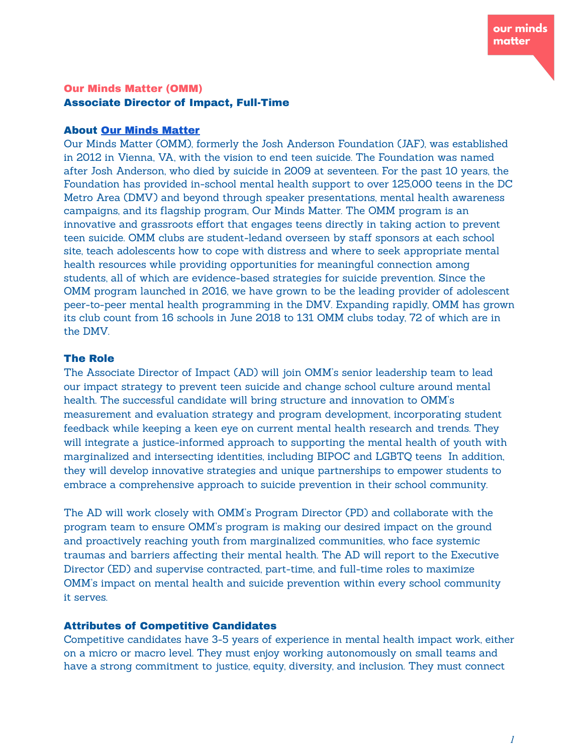**Our Minds Matter (OMM)**
**Associate Director of Impact, Full-Time**

### About Our Minds Matter

Our Minds Matter (OMM), formerly the Josh Anderson Foundation (JAF), was established in 2012 in Vienna, VA, with the vision to end teen suicide. The Foundation was named after Josh Anderson, who died by suicide in 2009 at seventeen. For the past 10 years, the Foundation has provided in-school mental health support to over 125,000 teens in the DC Metro Area (DMV) and beyond through speaker presentations, mental health awareness campaigns, and its flagship program, Our Minds Matter. The OMM program is an innovative and grassroots effort that engages teens directly in taking action to prevent teen suicide. OMM clubs are student-ledand overseen by staff sponsors at each school site, teach adolescents how to cope with distress and where to seek appropriate mental health resources while providing opportunities for meaningful connection among students, all of which are evidence-based strategies for suicide prevention. Since the OMM program launched in 2016, we have grown to be the leading provider of adolescent peer-to-peer mental health programming in the DMV. Expanding rapidly, OMM has grown its club count from 16 schools in June 2018 to 131 OMM clubs today, 72 of which are in the DMV.

### The Role

The Associate Director of Impact (AD) will join OMM's senior leadership team to lead our impact strategy to prevent teen suicide and change school culture around mental health. The successful candidate will bring structure and innovation to OMM's measurement and evaluation strategy and program development, incorporating student feedback while keeping a keen eye on current mental health research and trends. They will integrate a justice-informed approach to supporting the mental health of youth with marginalized and intersecting identities, including BIPOC and LGBTQ teens In addition, they will develop innovative strategies and unique partnerships to empower students to embrace a comprehensive approach to suicide prevention in their school community.

The AD will work closely with OMM's Program Director (PD) and collaborate with the program team to ensure OMM's program is making our desired impact on the ground and proactively reaching youth from marginalized communities, who face systemic traumas and barriers affecting their mental health. The AD will report to the Executive Director (ED) and supervise contracted, part-time, and full-time roles to maximize OMM's impact on mental health and suicide prevention within every school community it serves.

### Attributes of Competitive Candidates

Competitive candidates have 3-5 years of experience in mental health impact work, either on a micro or macro level. They must enjoy working autonomously on small teams and have a strong commitment to justice, equity, diversity, and inclusion. They must connect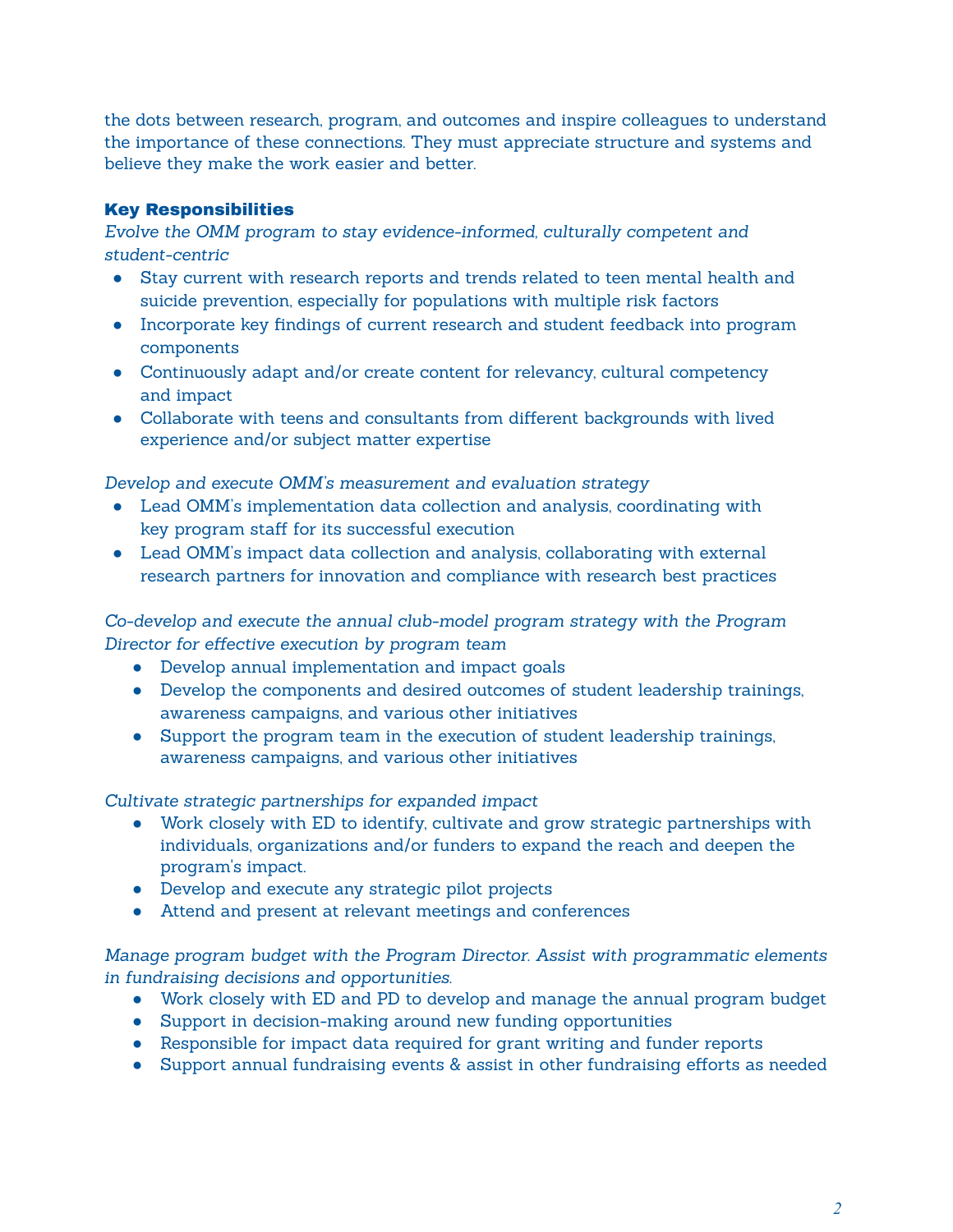the dots between research, program, and outcomes and inspire colleagues to understand the importance of these connections. They must appreciate structure and systems and believe they make the work easier and better.

**Key Responsibilities**

*Evolve the OMM program to stay evidence-informed, culturally competent and student-centric*

- Stay current with research reports and trends related to teen mental health and suicide prevention, especially for populations with multiple risk factors
- Incorporate key findings of current research and student feedback into program components
- Continuously adapt and/or create content for relevancy, cultural competency and impact
- Collaborate with teens and consultants from different backgrounds with lived experience and/or subject matter expertise

*Develop and execute OMM's measurement and evaluation strategy*

- Lead OMM's implementation data collection and analysis, coordinating with key program staff for its successful execution
- Lead OMM's impact data collection and analysis, collaborating with external research partners for innovation and compliance with research best practices

*Co-develop and execute the annual club-model program strategy with the Program Director for effective execution by program team*

- Develop annual implementation and impact goals
- Develop the components and desired outcomes of student leadership trainings, awareness campaigns, and various other initiatives
- Support the program team in the execution of student leadership trainings, awareness campaigns, and various other initiatives

*Cultivate strategic partnerships for expanded impact*

- Work closely with ED to identify, cultivate and grow strategic partnerships with individuals, organizations and/or funders to expand the reach and deepen the program's impact.
- Develop and execute any strategic pilot projects
- Attend and present at relevant meetings and conferences

*Manage program budget with the Program Director. Assist with programmatic elements in fundraising decisions and opportunities.*

- Work closely with ED and PD to develop and manage the annual program budget
- Support in decision-making around new funding opportunities
- Responsible for impact data required for grant writing and funder reports
- Support annual fundraising events & assist in other fundraising efforts as needed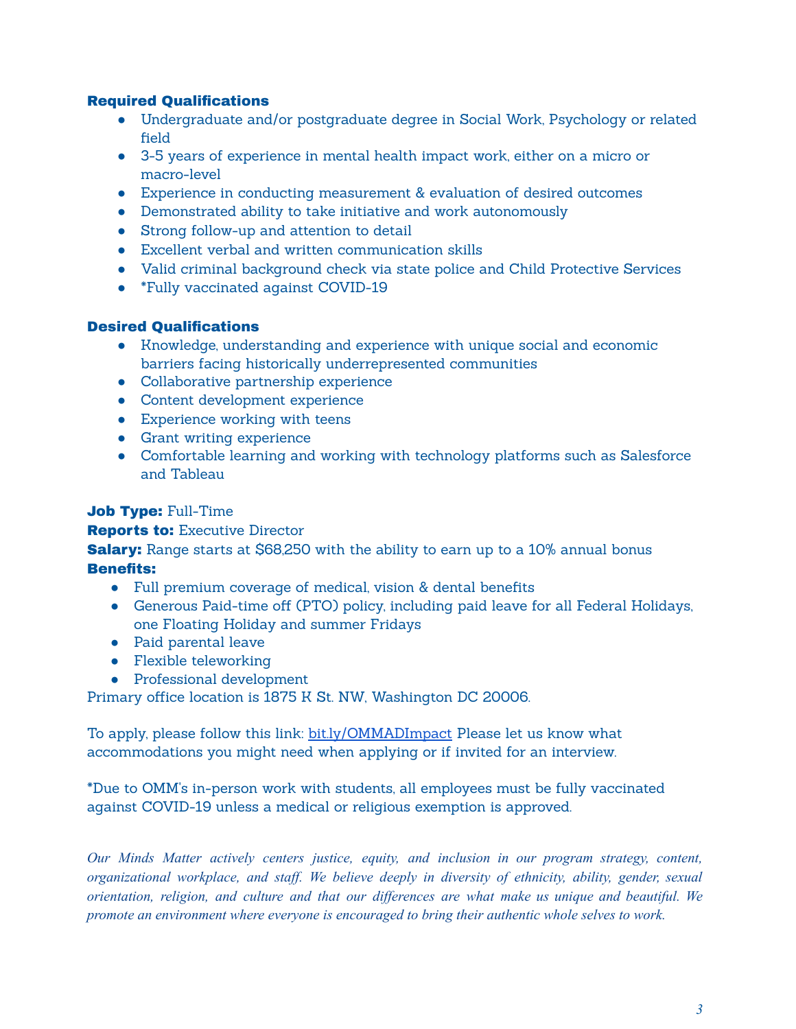### Required Qualifications

- Undergraduate and/or postgraduate degree in Social Work, Psychology or related field
- 3-5 years of experience in mental health impact work, either on a micro or macro-level
- Experience in conducting measurement & evaluation of desired outcomes
- Demonstrated ability to take initiative and work autonomously
- Strong follow-up and attention to detail
- Excellent verbal and written communication skills
- Valid criminal background check via state police and Child Protective Services
- *Fully vaccinated against COVID-19

### Desired Qualifications

- Knowledge, understanding and experience with unique social and economic barriers facing historically underrepresented communities
- Collaborative partnership experience
- Content development experience
- Experience working with teens
- Grant writing experience
- Comfortable learning and working with technology platforms such as Salesforce and Tableau

**Job Type:** Full-Time
**Reports to:** Executive Director
**Salary:** Range starts at $68,250 with the ability to earn up to a 10% annual bonus
**Benefits:**

- Full premium coverage of medical, vision & dental benefits
- Generous Paid-time off (PTO) policy, including paid leave for all Federal Holidays, one Floating Holiday and summer Fridays
- Paid parental leave
- Flexible teleworking
- Professional development

Primary office location is 1875 K St. NW, Washington DC 20006.

To apply, please follow this link: bit.ly/OMMADImpact Please let us know what accommodations you might need when applying or if invited for an interview.

*Due to OMM's in-person work with students, all employees must be fully vaccinated against COVID-19 unless a medical or religious exemption is approved.

*Our Minds Matter actively centers justice, equity, and inclusion in our program strategy, content, organizational workplace, and staff. We believe deeply in diversity of ethnicity, ability, gender, sexual orientation, religion, and culture and that our differences are what make us unique and beautiful. We promote an environment where everyone is encouraged to bring their authentic whole selves to work.*